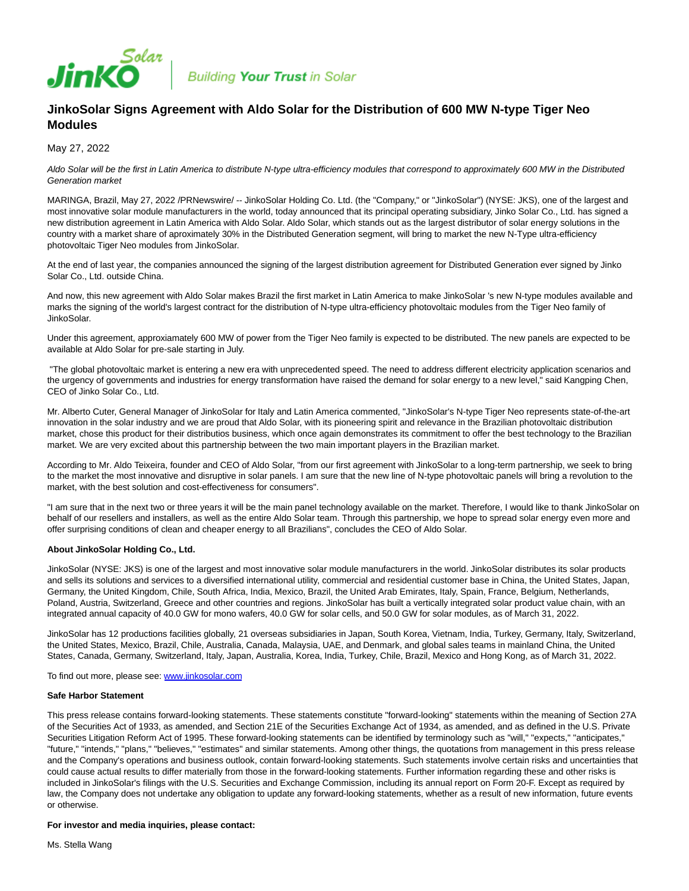JinKO Solar | Building Your Trust in Solar

# JinkoSolar Signs Agreement with Aldo Solar for the Distribution of 600 MW N-type Tiger Neo Modules

May 27, 2022

*Aldo Solar will be the first in Latin America to distribute N-type ultra-efficiency modules that correspond to approximately 600 MW in the Distributed Generation market*

MARINGA, Brazil, May 27, 2022 /PRNewswire/ -- JinkoSolar Holding Co. Ltd. (the "Company," or "JinkoSolar") (NYSE: JKS), one of the largest and most innovative solar module manufacturers in the world, today announced that its principal operating subsidiary, Jinko Solar Co., Ltd. has signed a new distribution agreement in Latin America with Aldo Solar. Aldo Solar, which stands out as the largest distributor of solar energy solutions in the country with a market share of aproximately 30% in the Distributed Generation segment, will bring to market the new N-Type ultra-efficiency photovoltaic Tiger Neo modules from JinkoSolar.

At the end of last year, the companies announced the signing of the largest distribution agreement for Distributed Generation ever signed by Jinko Solar Co., Ltd. outside China.

And now, this new agreement with Aldo Solar makes Brazil the first market in Latin America to make JinkoSolar 's new N-type modules available and marks the signing of the world's largest contract for the distribution of N-type ultra-efficiency photovoltaic modules from the Tiger Neo family of JinkoSolar.

Under this agreement, approxiamately 600 MW of power from the Tiger Neo family is expected to be distributed. The new panels are expected to be available at Aldo Solar for pre-sale starting in July.

"The global photovoltaic market is entering a new era with unprecedented speed. The need to address different electricity application scenarios and the urgency of governments and industries for energy transformation have raised the demand for solar energy to a new level," said Kangping Chen, CEO of Jinko Solar Co., Ltd.

Mr. Alberto Cuter, General Manager of JinkoSolar for Italy and Latin America commented, "JinkoSolar's N-type Tiger Neo represents state-of-the-art innovation in the solar industry and we are proud that Aldo Solar, with its pioneering spirit and relevance in the Brazilian photovoltaic distribution market, chose this product for their distributios business, which once again demonstrates its commitment to offer the best technology to the Brazilian market. We are very excited about this partnership between the two main important players in the Brazilian market.

According to Mr. Aldo Teixeira, founder and CEO of Aldo Solar, "from our first agreement with JinkoSolar to a long-term partnership, we seek to bring to the market the most innovative and disruptive in solar panels. I am sure that the new line of N-type photovoltaic panels will bring a revolution to the market, with the best solution and cost-effectiveness for consumers".

"I am sure that in the next two or three years it will be the main panel technology available on the market. Therefore, I would like to thank JinkoSolar on behalf of our resellers and installers, as well as the entire Aldo Solar team. Through this partnership, we hope to spread solar energy even more and offer surprising conditions of clean and cheaper energy to all Brazilians", concludes the CEO of Aldo Solar.

**About JinkoSolar Holding Co., Ltd.**

JinkoSolar (NYSE: JKS) is one of the largest and most innovative solar module manufacturers in the world. JinkoSolar distributes its solar products and sells its solutions and services to a diversified international utility, commercial and residential customer base in China, the United States, Japan, Germany, the United Kingdom, Chile, South Africa, India, Mexico, Brazil, the United Arab Emirates, Italy, Spain, France, Belgium, Netherlands, Poland, Austria, Switzerland, Greece and other countries and regions. JinkoSolar has built a vertically integrated solar product value chain, with an integrated annual capacity of 40.0 GW for mono wafers, 40.0 GW for solar cells, and 50.0 GW for solar modules, as of March 31, 2022.

JinkoSolar has 12 productions facilities globally, 21 overseas subsidiaries in Japan, South Korea, Vietnam, India, Turkey, Germany, Italy, Switzerland, the United States, Mexico, Brazil, Chile, Australia, Canada, Malaysia, UAE, and Denmark, and global sales teams in mainland China, the United States, Canada, Germany, Switzerland, Italy, Japan, Australia, Korea, India, Turkey, Chile, Brazil, Mexico and Hong Kong, as of March 31, 2022.

To find out more, please see: www.jinkosolar.com

**Safe Harbor Statement**

This press release contains forward-looking statements. These statements constitute "forward-looking" statements within the meaning of Section 27A of the Securities Act of 1933, as amended, and Section 21E of the Securities Exchange Act of 1934, as amended, and as defined in the U.S. Private Securities Litigation Reform Act of 1995. These forward-looking statements can be identified by terminology such as "will," "expects," "anticipates," "future," "intends," "plans," "believes," "estimates" and similar statements. Among other things, the quotations from management in this press release and the Company's operations and business outlook, contain forward-looking statements. Such statements involve certain risks and uncertainties that could cause actual results to differ materially from those in the forward-looking statements. Further information regarding these and other risks is included in JinkoSolar's filings with the U.S. Securities and Exchange Commission, including its annual report on Form 20-F. Except as required by law, the Company does not undertake any obligation to update any forward-looking statements, whether as a result of new information, future events or otherwise.

**For investor and media inquiries, please contact:**

Ms. Stella Wang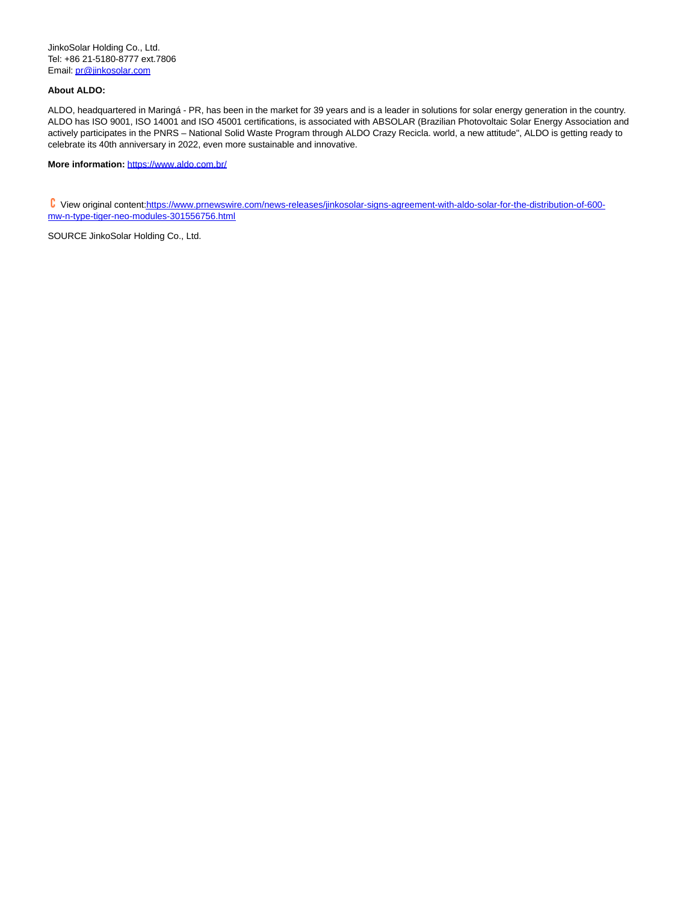JinkoSolar Holding Co., Ltd.
Tel: +86 21-5180-8777 ext.7806
Email: pr@jinkosolar.com

**About ALDO:**

ALDO, headquartered in Maringá - PR, has been in the market for 39 years and is a leader in solutions for solar energy generation in the country. ALDO has ISO 9001, ISO 14001 and ISO 45001 certifications, is associated with ABSOLAR (Brazilian Photovoltaic Solar Energy Association and actively participates in the PNRS – National Solid Waste Program through ALDO Crazy Recicla. world, a new attitude", ALDO is getting ready to celebrate its 40th anniversary in 2022, even more sustainable and innovative.

**More information:** https://www.aldo.com.br/

View original content:https://www.prnewswire.com/news-releases/jinkosolar-signs-agreement-with-aldo-solar-for-the-distribution-of-600-mw-n-type-tiger-neo-modules-301556756.html

SOURCE JinkoSolar Holding Co., Ltd.